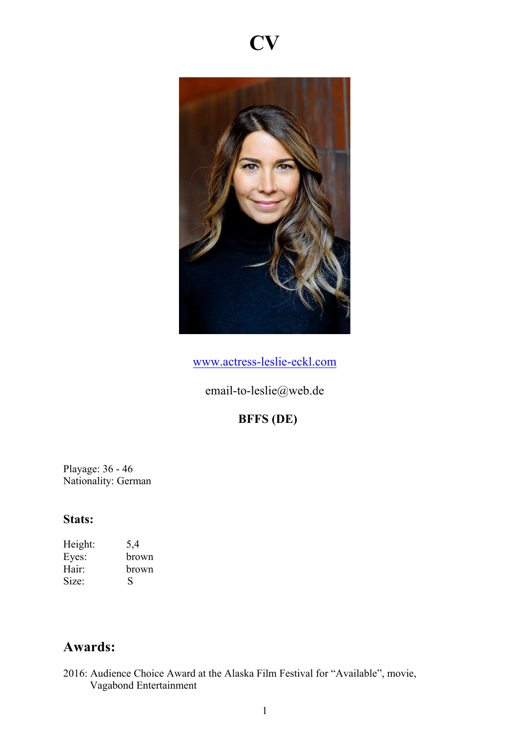# CV

[www.actress-leslie-eckl.com](http://www.actress-leslie-eckl.com)

email-to-leslie@web.de

**BFFS (DE)**

Playage: 36 - 46
Nationality: German

### Stats:

| | |
|---|---|
| Height: | 5,4 |
| Eyes: | brown |
| Hair: | brown |
| Size: | S |

## Awards:

2016: Audience Choice Award at the Alaska Film Festival for "Available", movie, Vagabond Entertainment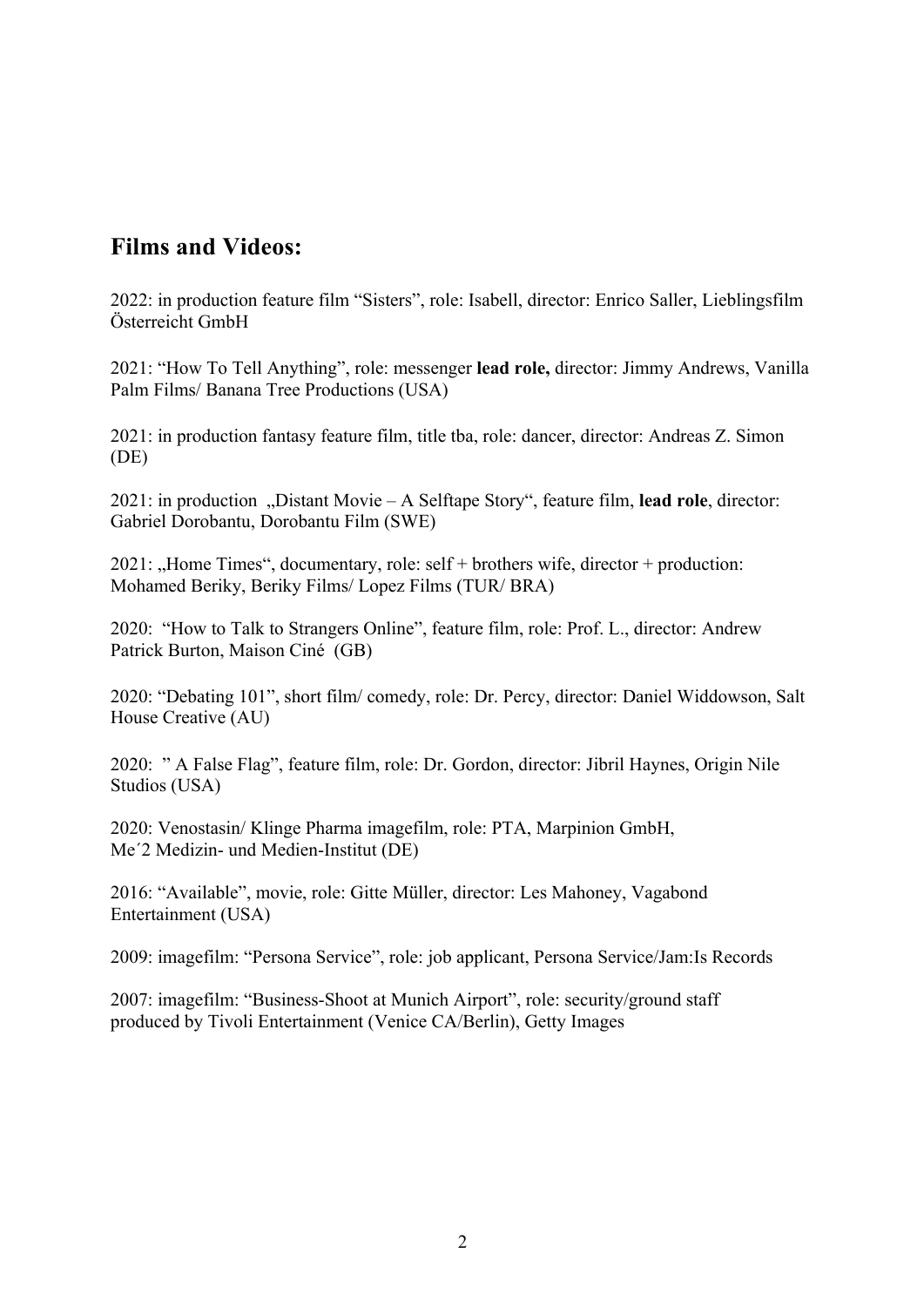## Films and Videos:

2022: in production feature film “Sisters”, role: Isabell, director: Enrico Saller, Lieblingsfilm Österreicht GmbH

2021: “How To Tell Anything”, role: messenger **lead role,** director: Jimmy Andrews, Vanilla Palm Films/ Banana Tree Productions (USA)

2021: in production fantasy feature film, title tba, role: dancer, director: Andreas Z. Simon (DE)

2021: in production „Distant Movie – A Selftape Story“, feature film, **lead role**, director: Gabriel Dorobantu, Dorobantu Film (SWE)

2021: „Home Times“, documentary, role: self + brothers wife, director + production: Mohamed Beriky, Beriky Films/ Lopez Films (TUR/ BRA)

2020: “How to Talk to Strangers Online”, feature film, role: Prof. L., director: Andrew Patrick Burton, Maison Ciné (GB)

2020: “Debating 101”, short film/ comedy, role: Dr. Percy, director: Daniel Widdowson, Salt House Creative (AU)

2020: ” A False Flag”, feature film, role: Dr. Gordon, director: Jibril Haynes, Origin Nile Studios (USA)

2020: Venostasin/ Klinge Pharma imagefilm, role: PTA, Marpinion GmbH, Me´2 Medizin- und Medien-Institut (DE)

2016: “Available”, movie, role: Gitte Müller, director: Les Mahoney, Vagabond Entertainment (USA)

2009: imagefilm: “Persona Service”, role: job applicant, Persona Service/Jam:Is Records

2007: imagefilm: “Business-Shoot at Munich Airport”, role: security/ground staff produced by Tivoli Entertainment (Venice CA/Berlin), Getty Images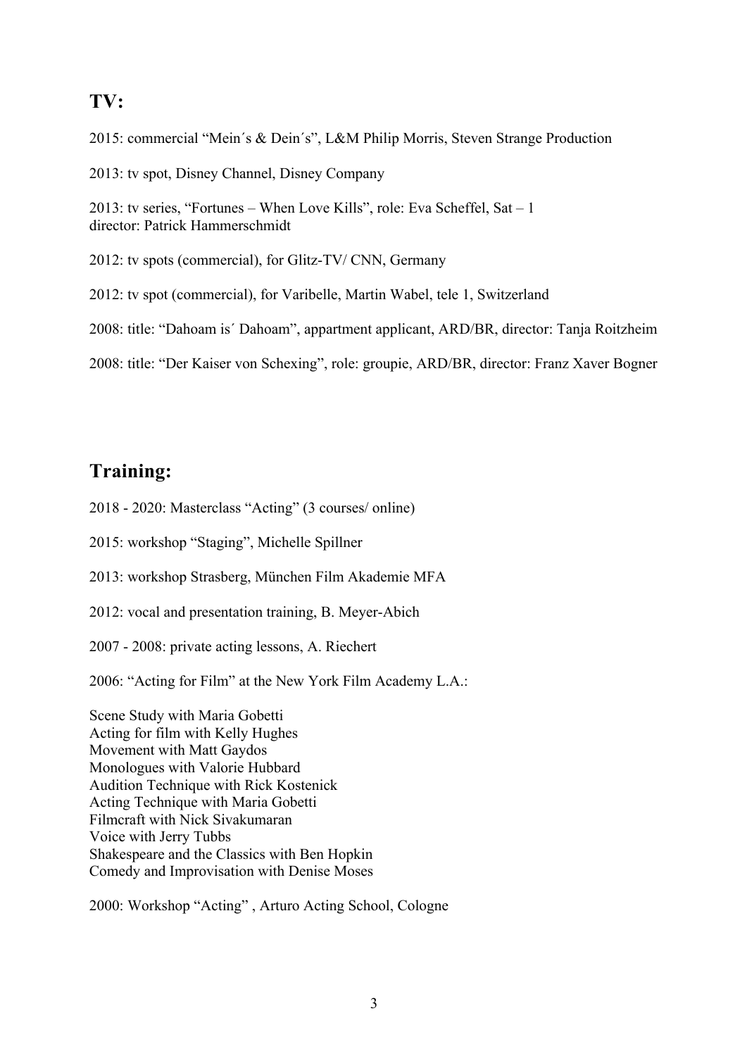## TV:

2015: commercial "Mein´s & Dein´s", L&M Philip Morris, Steven Strange Production

2013: tv spot, Disney Channel, Disney Company

2013: tv series, "Fortunes – When Love Kills", role: Eva Scheffel, Sat – 1
director: Patrick Hammerschmidt

2012: tv spots (commercial), for Glitz-TV/ CNN, Germany

2012: tv spot (commercial), for Varibelle, Martin Wabel, tele 1, Switzerland

2008: title: "Dahoam is´ Dahoam", appartment applicant, ARD/BR, director: Tanja Roitzheim

2008: title: "Der Kaiser von Schexing", role: groupie, ARD/BR, director: Franz Xaver Bogner

## Training:

2018 - 2020: Masterclass "Acting" (3 courses/ online)

2015: workshop "Staging", Michelle Spillner

2013: workshop Strasberg, München Film Akademie MFA

2012: vocal and presentation training, B. Meyer-Abich

2007 - 2008: private acting lessons, A. Riechert

2006: "Acting for Film" at the New York Film Academy L.A.:

Scene Study with Maria Gobetti
Acting for film with Kelly Hughes
Movement with Matt Gaydos
Monologues with Valorie Hubbard
Audition Technique with Rick Kostenick
Acting Technique with Maria Gobetti
Filmcraft with Nick Sivakumaran
Voice with Jerry Tubbs
Shakespeare and the Classics with Ben Hopkin
Comedy and Improvisation with Denise Moses

2000: Workshop "Acting" , Arturo Acting School, Cologne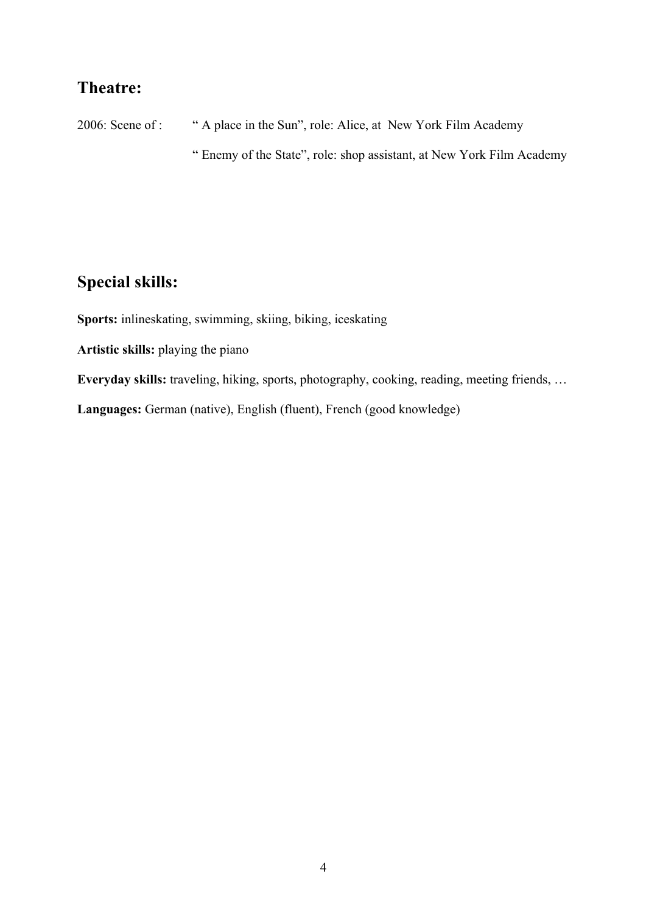## Theatre:

2006: Scene of : " A place in the Sun", role: Alice, at New York Film Academy

" Enemy of the State", role: shop assistant, at New York Film Academy

## Special skills:

**Sports:** inlineskating, swimming, skiing, biking, iceskating

**Artistic skills:** playing the piano

**Everyday skills:** traveling, hiking, sports, photography, cooking, reading, meeting friends, …

**Languages:** German (native), English (fluent), French (good knowledge)